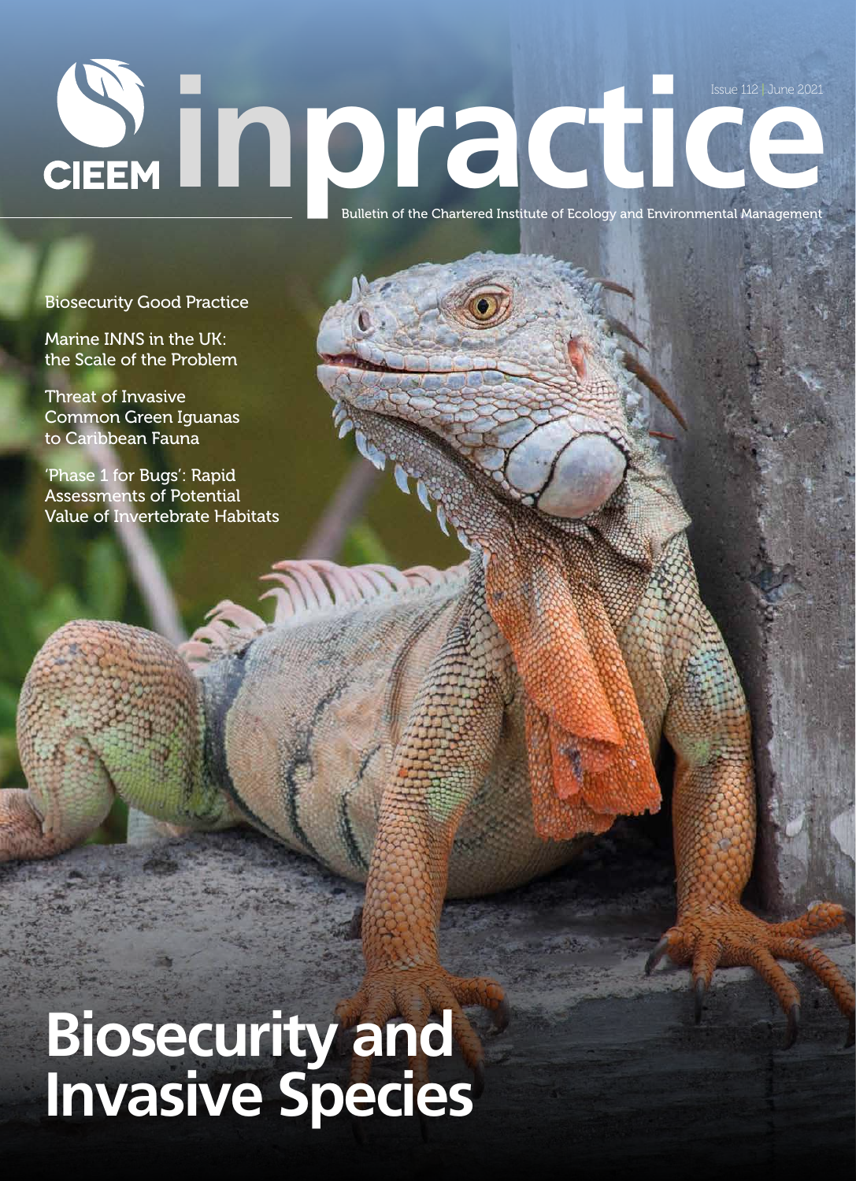# CIEEM inpractice

Issue 112 | June 2021

Bulletin of the Chartered Institute of Ecology and Environmental Management

Biosecurity Good Practice

Marine INNS in the UK: the Scale of the Problem

Threat of Invasive Common Green Iguanas to Caribbean Fauna

'Phase 1 for Bugs': Rapid Assessments of Potential Value of Invertebrate Habitats

# Biosecurity and Invasive Species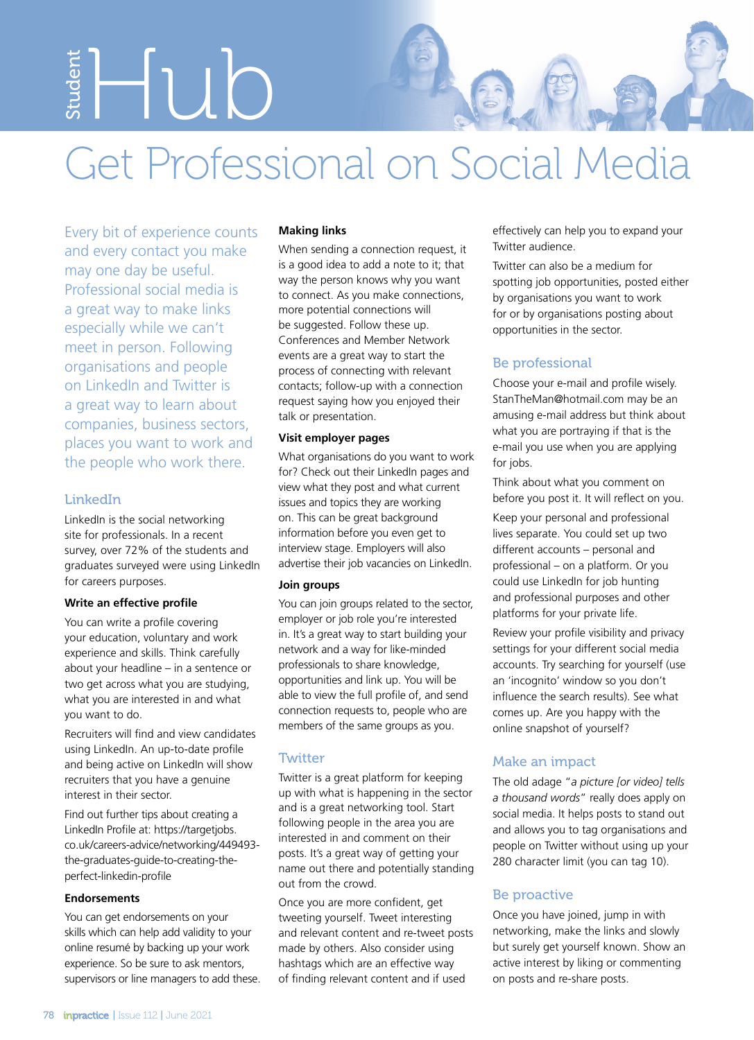# Student Hub

## Get Professional on Social Media

Every bit of experience counts and every contact you make may one day be useful. Professional social media is a great way to make links especially while we can't meet in person. Following organisations and people on LinkedIn and Twitter is a great way to learn about companies, business sectors, places you want to work and the people who work there.

### LinkedIn

LinkedIn is the social networking site for professionals. In a recent survey, over 72% of the students and graduates surveyed were using LinkedIn for careers purposes.

**Write an effective profile**

You can write a profile covering your education, voluntary and work experience and skills. Think carefully about your headline – in a sentence or two get across what you are studying, what you are interested in and what you want to do.

Recruiters will find and view candidates using LinkedIn. An up-to-date profile and being active on LinkedIn will show recruiters that you have a genuine interest in their sector.

Find out further tips about creating a LinkedIn Profile at: https://targetjobs.co.uk/careers-advice/networking/449493-the-graduates-guide-to-creating-the-perfect-linkedin-profile

**Endorsements**

You can get endorsements on your skills which can help add validity to your online resumé by backing up your work experience. So be sure to ask mentors, supervisors or line managers to add these.

**Making links**

When sending a connection request, it is a good idea to add a note to it; that way the person knows why you want to connect. As you make connections, more potential connections will be suggested. Follow these up. Conferences and Member Network events are a great way to start the process of connecting with relevant contacts; follow-up with a connection request saying how you enjoyed their talk or presentation.

**Visit employer pages**

What organisations do you want to work for? Check out their LinkedIn pages and view what they post and what current issues and topics they are working on. This can be great background information before you even get to interview stage. Employers will also advertise their job vacancies on LinkedIn.

**Join groups**

You can join groups related to the sector, employer or job role you're interested in. It's a great way to start building your network and a way for like-minded professionals to share knowledge, opportunities and link up. You will be able to view the full profile of, and send connection requests to, people who are members of the same groups as you.

### Twitter

Twitter is a great platform for keeping up with what is happening in the sector and is a great networking tool. Start following people in the area you are interested in and comment on their posts. It's a great way of getting your name out there and potentially standing out from the crowd.

Once you are more confident, get tweeting yourself. Tweet interesting and relevant content and re-tweet posts made by others. Also consider using hashtags which are an effective way of finding relevant content and if used effectively can help you to expand your Twitter audience.

Twitter can also be a medium for spotting job opportunities, posted either by organisations you want to work for or by organisations posting about opportunities in the sector.

### Be professional

Choose your e-mail and profile wisely. StanTheMan@hotmail.com may be an amusing e-mail address but think about what you are portraying if that is the e-mail you use when you are applying for jobs.

Think about what you comment on before you post it. It will reflect on you.

Keep your personal and professional lives separate. You could set up two different accounts – personal and professional – on a platform. Or you could use LinkedIn for job hunting and professional purposes and other platforms for your private life.

Review your profile visibility and privacy settings for your different social media accounts. Try searching for yourself (use an 'incognito' window so you don't influence the search results). See what comes up. Are you happy with the online snapshot of yourself?

### Make an impact

The old adage "*a picture [or video] tells a thousand words*" really does apply on social media. It helps posts to stand out and allows you to tag organisations and people on Twitter without using up your 280 character limit (you can tag 10).

### Be proactive

Once you have joined, jump in with networking, make the links and slowly but surely get yourself known. Show an active interest by liking or commenting on posts and re-share posts.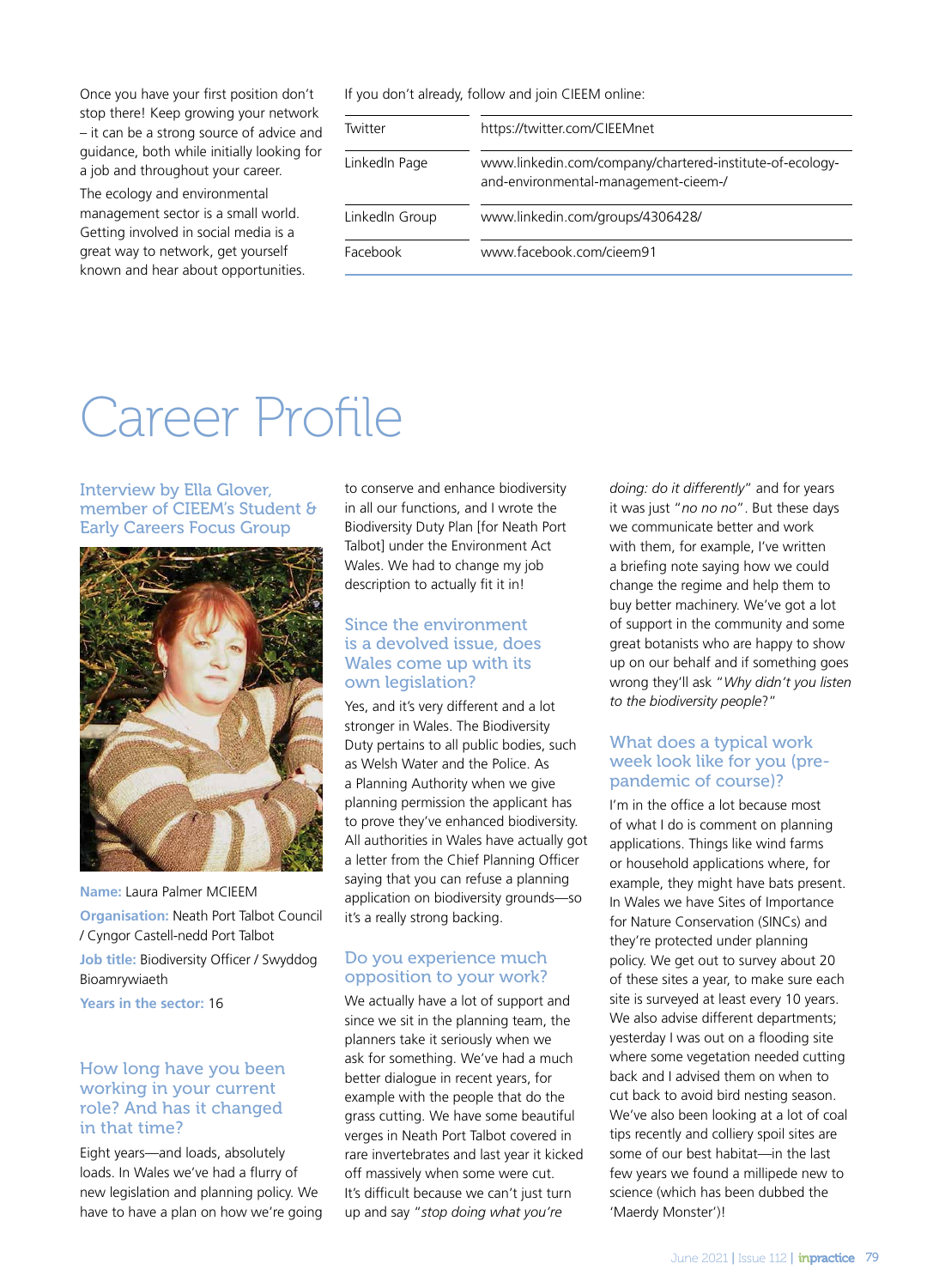Once you have your first position don't stop there! Keep growing your network – it can be a strong source of advice and guidance, both while initially looking for a job and throughout your career.

The ecology and environmental management sector is a small world. Getting involved in social media is a great way to network, get yourself known and hear about opportunities.

If you don't already, follow and join CIEEM online:

| | |
|---|---|
| Twitter | https://twitter.com/CIEEMnet |
| LinkedIn Page | www.linkedin.com/company/chartered-institute-of-ecology-and-environmental-management-cieem-/ |
| LinkedIn Group | www.linkedin.com/groups/4306428/ |
| Facebook | www.facebook.com/cieem91 |

# Career Profile

## Interview by Ella Glover, member of CIEEM's Student & Early Careers Focus Group

**Name:** Laura Palmer MCIEEM

**Organisation:** Neath Port Talbot Council / Cyngor Castell-nedd Port Talbot

**Job title:** Biodiversity Officer / Swyddog Bioamrywiaeth

**Years in the sector:** 16

### How long have you been working in your current role? And has it changed in that time?

Eight years—and loads, absolutely loads. In Wales we've had a flurry of new legislation and planning policy. We have to have a plan on how we're going to conserve and enhance biodiversity in all our functions, and I wrote the Biodiversity Duty Plan [for Neath Port Talbot] under the Environment Act Wales. We had to change my job description to actually fit it in!

### Since the environment is a devolved issue, does Wales come up with its own legislation?

Yes, and it's very different and a lot stronger in Wales. The Biodiversity Duty pertains to all public bodies, such as Welsh Water and the Police. As a Planning Authority when we give planning permission the applicant has to prove they've enhanced biodiversity. All authorities in Wales have actually got a letter from the Chief Planning Officer saying that you can refuse a planning application on biodiversity grounds—so it's a really strong backing.

### Do you experience much opposition to your work?

We actually have a lot of support and since we sit in the planning team, the planners take it seriously when we ask for something. We've had a much better dialogue in recent years, for example with the people that do the grass cutting. We have some beautiful verges in Neath Port Talbot covered in rare invertebrates and last year it kicked off massively when some were cut. It's difficult because we can't just turn up and say "*stop doing what you're doing: do it differently*" and for years it was just "*no no no*". But these days we communicate better and work with them, for example, I've written a briefing note saying how we could change the regime and help them to buy better machinery. We've got a lot of support in the community and some great botanists who are happy to show up on our behalf and if something goes wrong they'll ask "*Why didn't you listen to the biodiversity people?*"

### What does a typical work week look like for you (pre-pandemic of course)?

I'm in the office a lot because most of what I do is comment on planning applications. Things like wind farms or household applications where, for example, they might have bats present. In Wales we have Sites of Importance for Nature Conservation (SINCs) and they're protected under planning policy. We get out to survey about 20 of these sites a year, to make sure each site is surveyed at least every 10 years. We also advise different departments; yesterday I was out on a flooding site where some vegetation needed cutting back and I advised them on when to cut back to avoid bird nesting season. We've also been looking at a lot of coal tips recently and colliery spoil sites are some of our best habitat—in the last few years we found a millipede new to science (which has been dubbed the 'Maerdy Monster')!